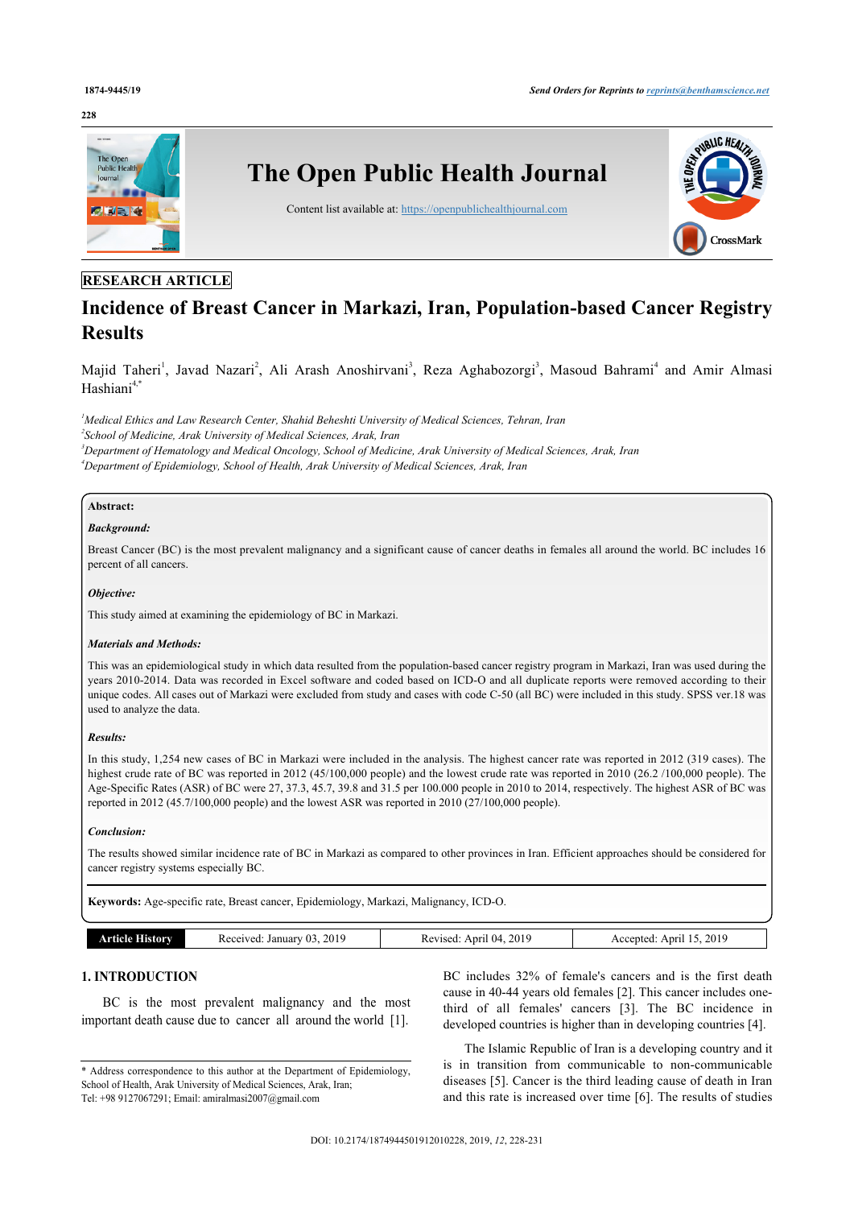RESEARCH ARTICLE

# Incidence of Breast Cancer in Markazi, Iran, Population-based Cancer Registry Results

Majid Taheri[1], Javad Nazari[2], Ali Arash Anoshirvani[3], Reza Aghabozorgi[3], Masoud Bahrami[4] and Amir Almasi Hashiani[4,*]

[1]*Medical Ethics and Law Research Center, Shahid Beheshti University of Medical Sciences, Tehran, Iran*
[2]*School of Medicine, Arak University of Medical Sciences, Arak, Iran*
[3]*Department of Hematology and Medical Oncology, School of Medicine, Arak University of Medical Sciences, Arak, Iran*
[4]*Department of Epidemiology, School of Health, Arak University of Medical Sciences, Arak, Iran*

**Abstract:**

***Background:***

Breast Cancer (BC) is the most prevalent malignancy and a significant cause of cancer deaths in females all around the world. BC includes 16 percent of all cancers.

***Objective:***

This study aimed at examining the epidemiology of BC in Markazi.

***Materials and Methods:***

This was an epidemiological study in which data resulted from the population-based cancer registry program in Markazi, Iran was used during the years 2010-2014. Data was recorded in Excel software and coded based on ICD-O and all duplicate reports were removed according to their unique codes. All cases out of Markazi were excluded from study and cases with code C-50 (all BC) were included in this study. SPSS ver.18 was used to analyze the data.

***Results:***

In this study, 1,254 new cases of BC in Markazi were included in the analysis. The highest cancer rate was reported in 2012 (319 cases). The highest crude rate of BC was reported in 2012 (45/100,000 people) and the lowest crude rate was reported in 2010 (26.2 /100,000 people). The Age-Specific Rates (ASR) of BC were 27, 37.3, 45.7, 39.8 and 31.5 per 100.000 people in 2010 to 2014, respectively. The highest ASR of BC was reported in 2012 (45.7/100,000 people) and the lowest ASR was reported in 2010 (27/100,000 people).

***Conclusion:***

The results showed similar incidence rate of BC in Markazi as compared to other provinces in Iran. Efficient approaches should be considered for cancer registry systems especially BC.

**Keywords:** Age-specific rate, Breast cancer, Epidemiology, Markazi, Malignancy, ICD-O.

| Article History | Received: January 03, 2019 | Revised: April 04, 2019 | Accepted: April 15, 2019 |
|---|---|---|---|

## 1. INTRODUCTION

BC is the most prevalent malignancy and the most important death cause due to cancer all around the world [1]. BC includes 32% of female's cancers and is the first death cause in 40-44 years old females [2]. This cancer includes one-third of all females' cancers [3]. The BC incidence in developed countries is higher than in developing countries [4].

The Islamic Republic of Iran is a developing country and it is in transition from communicable to non-communicable diseases [5]. Cancer is the third leading cause of death in Iran and this rate is increased over time [6]. The results of studies

\* Address correspondence to this author at the Department of Epidemiology, School of Health, Arak University of Medical Sciences, Arak, Iran; Tel: +98 9127067291; Email: amiralmasi2007@gmail.com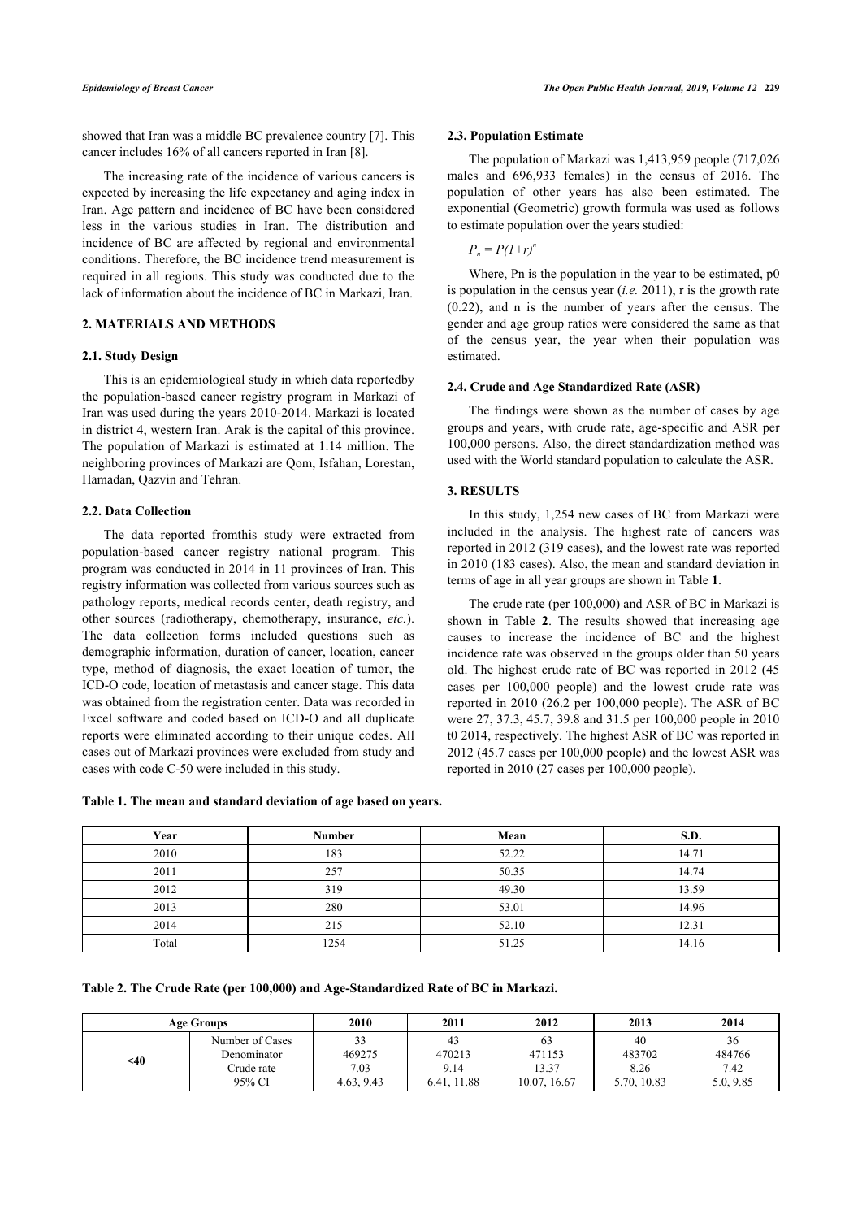showed that Iran was a middle BC prevalence country [7]. This cancer includes 16% of all cancers reported in Iran [8].

The increasing rate of the incidence of various cancers is expected by increasing the life expectancy and aging index in Iran. Age pattern and incidence of BC have been considered less in the various studies in Iran. The distribution and incidence of BC are affected by regional and environmental conditions. Therefore, the BC incidence trend measurement is required in all regions. This study was conducted due to the lack of information about the incidence of BC in Markazi, Iran.

## 2. MATERIALS AND METHODS

### 2.1. Study Design

This is an epidemiological study in which data reportedby the population-based cancer registry program in Markazi of Iran was used during the years 2010-2014. Markazi is located in district 4, western Iran. Arak is the capital of this province. The population of Markazi is estimated at 1.14 million. The neighboring provinces of Markazi are Qom, Isfahan, Lorestan, Hamadan, Qazvin and Tehran.

### 2.2. Data Collection

The data reported fromthis study were extracted from population-based cancer registry national program. This program was conducted in 2014 in 11 provinces of Iran. This registry information was collected from various sources such as pathology reports, medical records center, death registry, and other sources (radiotherapy, chemotherapy, insurance, *etc.*). The data collection forms included questions such as demographic information, duration of cancer, location, cancer type, method of diagnosis, the exact location of tumor, the ICD-O code, location of metastasis and cancer stage. This data was obtained from the registration center. Data was recorded in Excel software and coded based on ICD-O and all duplicate reports were eliminated according to their unique codes. All cases out of Markazi provinces were excluded from study and cases with code C-50 were included in this study.

### 2.3. Population Estimate

The population of Markazi was 1,413,959 people (717,026 males and 696,933 females) in the census of 2016. The population of other years has also been estimated. The exponential (Geometric) growth formula was used as follows to estimate population over the years studied:

$$P_n = P(1+r)^n$$

Where, Pn is the population in the year to be estimated, p0 is population in the census year (*i.e.* 2011), r is the growth rate (0.22), and n is the number of years after the census. The gender and age group ratios were considered the same as that of the census year, the year when their population was estimated.

### 2.4. Crude and Age Standardized Rate (ASR)

The findings were shown as the number of cases by age groups and years, with crude rate, age-specific and ASR per 100,000 persons. Also, the direct standardization method was used with the World standard population to calculate the ASR.

## 3. RESULTS

In this study, 1,254 new cases of BC from Markazi were included in the analysis. The highest rate of cancers was reported in 2012 (319 cases), and the lowest rate was reported in 2010 (183 cases). Also, the mean and standard deviation in terms of age in all year groups are shown in Table **1**.

The crude rate (per 100,000) and ASR of BC in Markazi is shown in Table **2**. The results showed that increasing age causes to increase the incidence of BC and the highest incidence rate was observed in the groups older than 50 years old. The highest crude rate of BC was reported in 2012 (45 cases per 100,000 people) and the lowest crude rate was reported in 2010 (26.2 per 100,000 people). The ASR of BC were 27, 37.3, 45.7, 39.8 and 31.5 per 100,000 people in 2010 t0 2014, respectively. The highest ASR of BC was reported in 2012 (45.7 cases per 100,000 people) and the lowest ASR was reported in 2010 (27 cases per 100,000 people).

**Table 1. The mean and standard deviation of age based on years.**

| Year | Number | Mean | S.D. |
|---|---|---|---|
| 2010 | 183 | 52.22 | 14.71 |
| 2011 | 257 | 50.35 | 14.74 |
| 2012 | 319 | 49.30 | 13.59 |
| 2013 | 280 | 53.01 | 14.96 |
| 2014 | 215 | 52.10 | 12.31 |
| Total | 1254 | 51.25 | 14.16 |

**Table 2. The Crude Rate (per 100,000) and Age-Standardized Rate of BC in Markazi.**

| Age Groups | | 2010 | 2011 | 2012 | 2013 | 2014 |
|---|---|---|---|---|---|---|
| <40 | Number of Cases | 33 | 43 | 63 | 40 | 36 |
| | Denominator | 469275 | 470213 | 471153 | 483702 | 484766 |
| | Crude rate | 7.03 | 9.14 | 13.37 | 8.26 | 7.42 |
| | 95% CI | 4.63, 9.43 | 6.41, 11.88 | 10.07, 16.67 | 5.70, 10.83 | 5.0, 9.85 |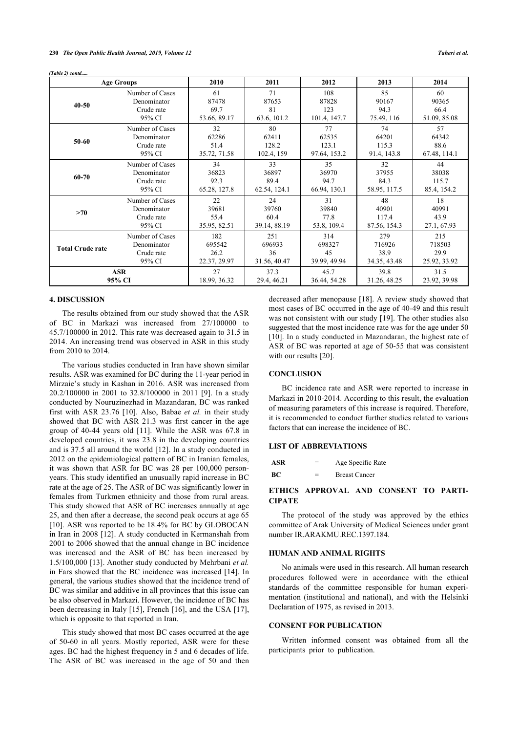*(Table 2) contd.....*

| Age Groups | | 2010 | 2011 | 2012 | 2013 | 2014 |
|---|---|---|---|---|---|---|
| **40-50** | Number of Cases | 61 | 71 | 108 | 85 | 60 |
| | Denominator | 87478 | 87653 | 87828 | 90167 | 90365 |
| | Crude rate | 69.7 | 81 | 123 | 94.3 | 66.4 |
| | 95% CI | 53.66, 89.17 | 63.6, 101.2 | 101.4, 147.7 | 75.49, 116 | 51.09, 85.08 |
| **50-60** | Number of Cases | 32 | 80 | 77 | 74 | 57 |
| | Denominator | 62286 | 62411 | 62535 | 64201 | 64342 |
| | Crude rate | 51.4 | 128.2 | 123.1 | 115.3 | 88.6 |
| | 95% CI | 35.72, 71.58 | 102.4, 159 | 97.64, 153.2 | 91.4, 143.8 | 67.48, 114.1 |
| **60-70** | Number of Cases | 34 | 33 | 35 | 32 | 44 |
| | Denominator | 36823 | 36897 | 36970 | 37955 | 38038 |
| | Crude rate | 92.3 | 89.4 | 94.7 | 84.3 | 115.7 |
| | 95% CI | 65.28, 127.8 | 62.54, 124.1 | 66.94, 130.1 | 58.95, 117.5 | 85.4, 154.2 |
| **>70** | Number of Cases | 22 | 24 | 31 | 48 | 18 |
| | Denominator | 39681 | 39760 | 39840 | 40901 | 40991 |
| | Crude rate | 55.4 | 60.4 | 77.8 | 117.4 | 43.9 |
| | 95% CI | 35.95, 82.51 | 39.14, 88.19 | 53.8, 109.4 | 87.56, 154.3 | 27.1, 67.93 |
| **Total Crude rate** | Number of Cases | 182 | 251 | 314 | 279 | 215 |
| | Denominator | 695542 | 696933 | 698327 | 716926 | 718503 |
| | Crude rate | 26.2 | 36 | 45 | 38.9 | 29.9 |
| | 95% CI | 22.37, 29.97 | 31.56, 40.47 | 39.99, 49.94 | 34.35, 43.48 | 25.92, 33.92 |
| **ASR 95% CI** | | 27<br>18.99, 36.32 | 37.3<br>29.4, 46.21 | 45.7<br>36.44, 54.28 | 39.8<br>31.26, 48.25 | 31.5<br>23.92, 39.98 |

## 4. DISCUSSION

The results obtained from our study showed that the ASR of BC in Markazi was increased from 27/100000 to 45.7/100000 in 2012. This rate was decreased again to 31.5 in 2014. An increasing trend was observed in ASR in this study from 2010 to 2014.

The various studies conducted in Iran have shown similar results. ASR was examined for BC during the 11-year period in Mirzaie's study in Kashan in 2016. ASR was increased from 20.2/100000 in 2001 to 32.8/100000 in 2011 [9]. In a study conducted by Nouruzinezhad in Mazandaran, BC was ranked first with ASR 23.76 [10]. Also, Babae *et al.* in their study showed that BC with ASR 21.3 was first cancer in the age group of 40-44 years old [11]. While the ASR was 67.8 in developed countries, it was 23.8 in the developing countries and is 37.5 all around the world [12]. In a study conducted in 2012 on the epidemiological pattern of BC in Iranian females, it was shown that ASR for BC was 28 per 100,000 person-years. This study identified an unusually rapid increase in BC rate at the age of 25. The ASR of BC was significantly lower in females from Turkmen ethnicity and those from rural areas. This study showed that ASR of BC increases annually at age 25, and then after a decrease, the second peak occurs at age 65 [10]. ASR was reported to be 18.4% for BC by GLOBOCAN in Iran in 2008 [12]. A study conducted in Kermanshah from 2001 to 2006 showed that the annual change in BC incidence was increased and the ASR of BC has been increased by 1.5/100,000 [13]. Another study conducted by Mehrbani *et al.* in Fars showed that the BC incidence was increased [14]. In general, the various studies showed that the incidence trend of BC was similar and additive in all provinces that this issue can be also observed in Markazi. However, the incidence of BC has been decreasing in Italy [15], French [16], and the USA [17], which is opposite to that reported in Iran.

This study showed that most BC cases occurred at the age of 50-60 in all years. Mostly reported, ASR were for these ages. BC had the highest frequency in 5 and 6 decades of life. The ASR of BC was increased in the age of 50 and then decreased after menopause [18]. A review study showed that most cases of BC occurred in the age of 40-49 and this result was not consistent with our study [19]. The other studies also suggested that the most incidence rate was for the age under 50 [10]. In a study conducted in Mazandaran, the highest rate of ASR of BC was reported at age of 50-55 that was consistent with our results [20].

## CONCLUSION

BC incidence rate and ASR were reported to increase in Markazi in 2010-2014. According to this result, the evaluation of measuring parameters of this increase is required. Therefore, it is recommended to conduct further studies related to various factors that can increase the incidence of BC.

## LIST OF ABBREVIATIONS

**ASR** = Age Specific Rate

**BC** = Breast Cancer

## ETHICS APPROVAL AND CONSENT TO PARTICIPATE

The protocol of the study was approved by the ethics committee of Arak University of Medical Sciences under grant number IR.ARAKMU.REC.1397.184.

## HUMAN AND ANIMAL RIGHTS

No animals were used in this research. All human research procedures followed were in accordance with the ethical standards of the committee responsible for human experimentation (institutional and national), and with the Helsinki Declaration of 1975, as revised in 2013.

## CONSENT FOR PUBLICATION

Written informed consent was obtained from all the participants prior to publication.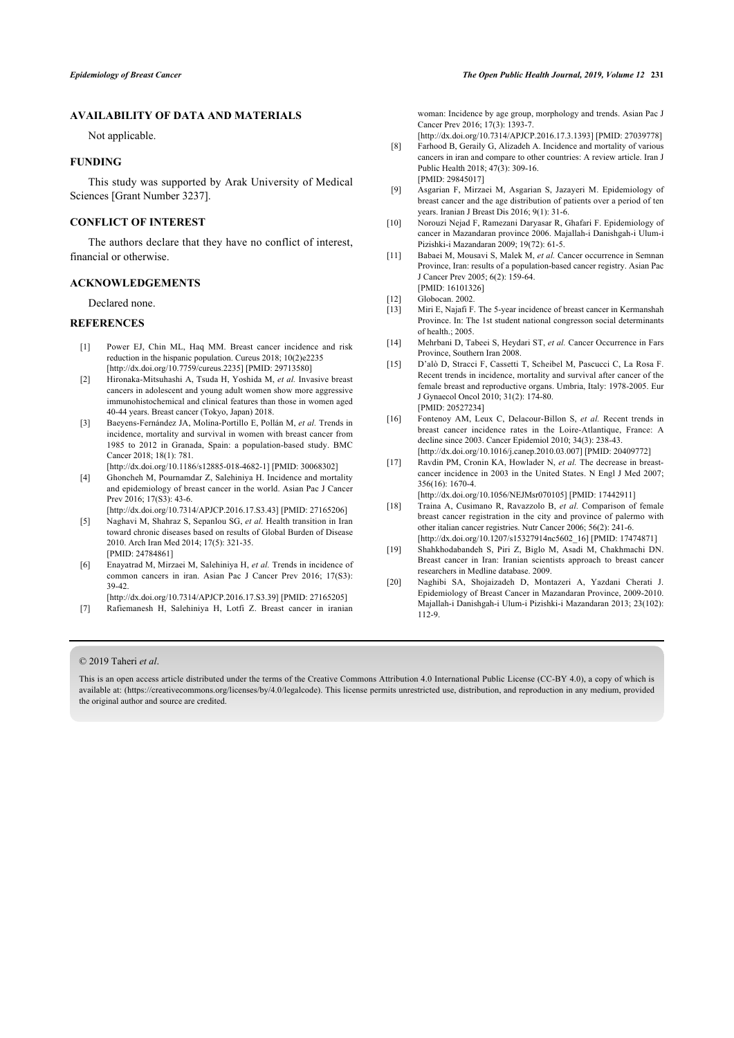## AVAILABILITY OF DATA AND MATERIALS

Not applicable.

## FUNDING

This study was supported by Arak University of Medical Sciences [Grant Number 3237].

## CONFLICT OF INTEREST

The authors declare that they have no conflict of interest, financial or otherwise.

## ACKNOWLEDGEMENTS

Declared none.

## REFERENCES

[1] Power EJ, Chin ML, Haq MM. Breast cancer incidence and risk reduction in the hispanic population. Cureus 2018; 10(2)e2235 [http://dx.doi.org/10.7759/cureus.2235] [PMID: 29713580]

[2] Hironaka-Mitsuhashi A, Tsuda H, Yoshida M, *et al.* Invasive breast cancers in adolescent and young adult women show more aggressive immunohistochemical and clinical features than those in women aged 40-44 years. Breast cancer (Tokyo, Japan) 2018.

[3] Baeyens-Fernández JA, Molina-Portillo E, Pollán M, *et al.* Trends in incidence, mortality and survival in women with breast cancer from 1985 to 2012 in Granada, Spain: a population-based study. BMC Cancer 2018; 18(1): 781. [http://dx.doi.org/10.1186/s12885-018-4682-1] [PMID: 30068302]

[4] Ghoncheh M, Pournamdar Z, Salehiniya H. Incidence and mortality and epidemiology of breast cancer in the world. Asian Pac J Cancer Prev 2016; 17(S3): 43-6. [http://dx.doi.org/10.7314/APJCP.2016.17.S3.43] [PMID: 27165206]

[5] Naghavi M, Shahraz S, Sepanlou SG, *et al.* Health transition in Iran toward chronic diseases based on results of Global Burden of Disease 2010. Arch Iran Med 2014; 17(5): 321-35. [PMID: 24784861]

[6] Enayatrad M, Mirzaei M, Salehiniya H, *et al.* Trends in incidence of common cancers in iran. Asian Pac J Cancer Prev 2016; 17(S3): 39-42. [http://dx.doi.org/10.7314/APJCP.2016.17.S3.39] [PMID: 27165205]

[7] Rafiemanesh H, Salehiniya H, Lotfi Z. Breast cancer in iranian woman: Incidence by age group, morphology and trends. Asian Pac J Cancer Prev 2016; 17(3): 1393-7. [http://dx.doi.org/10.7314/APJCP.2016.17.3.1393] [PMID: 27039778]

[8] Farhood B, Geraily G, Alizadeh A. Incidence and mortality of various cancers in iran and compare to other countries: A review article. Iran J Public Health 2018; 47(3): 309-16. [PMID: 29845017]

[9] Asgarian F, Mirzaei M, Asgarian S, Jazayeri M. Epidemiology of breast cancer and the age distribution of patients over a period of ten years. Iranian J Breast Dis 2016; 9(1): 31-6.

[10] Norouzi Nejad F, Ramezani Daryasar R, Ghafari F. Epidemiology of cancer in Mazandaran province 2006. Majallah-i Danishgah-i Ulum-i Pizishki-i Mazandaran 2009; 19(72): 61-5.

[11] Babaei M, Mousavi S, Malek M, *et al.* Cancer occurrence in Semnan Province, Iran: results of a population-based cancer registry. Asian Pac J Cancer Prev 2005; 6(2): 159-64. [PMID: 16101326]

[12] Globocan. 2002.

[13] Miri E, Najafi F. The 5-year incidence of breast cancer in Kermanshah Province. In: The 1st student national congresson social determinants of health.; 2005.

[14] Mehrbani D, Tabeei S, Heydari ST, *et al.* Cancer Occurrence in Fars Province, Southern Iran 2008.

[15] D'alò D, Stracci F, Cassetti T, Scheibel M, Pascucci C, La Rosa F. Recent trends in incidence, mortality and survival after cancer of the female breast and reproductive organs. Umbria, Italy: 1978-2005. Eur J Gynaecol Oncol 2010; 31(2): 174-80. [PMID: 20527234]

[16] Fontenoy AM, Leux C, Delacour-Billon S, *et al.* Recent trends in breast cancer incidence rates in the Loire-Atlantique, France: A decline since 2003. Cancer Epidemiol 2010; 34(3): 238-43. [http://dx.doi.org/10.1016/j.canep.2010.03.007] [PMID: 20409772]

[17] Ravdin PM, Cronin KA, Howlader N, *et al.* The decrease in breast-cancer incidence in 2003 in the United States. N Engl J Med 2007; 356(16): 1670-4. [http://dx.doi.org/10.1056/NEJMsr070105] [PMID: 17442911]

[18] Traina A, Cusimano R, Ravazzolo B, *et al.* Comparison of female breast cancer registration in the city and province of palermo with other italian cancer registries. Nutr Cancer 2006; 56(2): 241-6. [http://dx.doi.org/10.1207/s15327914nc5602_16] [PMID: 17474871]

[19] Shahkhodabandeh S, Piri Z, Biglo M, Asadi M, Chakhmachi DN. Breast cancer in Iran: Iranian scientists approach to breast cancer researchers in Medline database. 2009.

[20] Naghibi SA, Shojaizadeh D, Montazeri A, Yazdani Cherati J. Epidemiology of Breast Cancer in Mazandaran Province, 2009-2010. Majallah-i Danishgah-i Ulum-i Pizishki-i Mazandaran 2013; 23(102): 112-9.

© 2019 Taheri *et al*.

This is an open access article distributed under the terms of the Creative Commons Attribution 4.0 International Public License (CC-BY 4.0), a copy of which is available at: (https://creativecommons.org/licenses/by/4.0/legalcode). This license permits unrestricted use, distribution, and reproduction in any medium, provided the original author and source are credited.